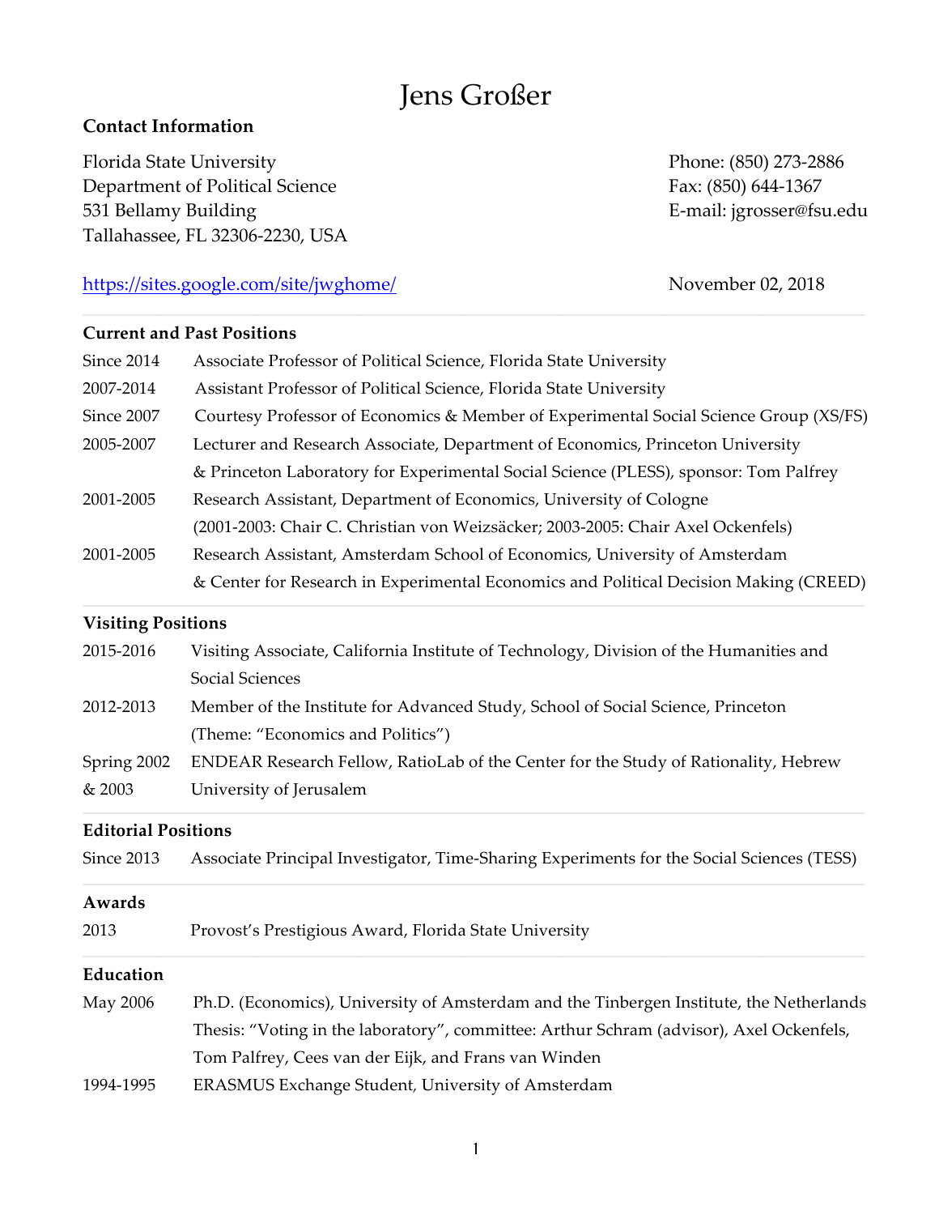# Jens Großer

## Contact Information

Florida State University
Department of Political Science
531 Bellamy Building
Tallahassee, FL 32306-2230, USA

Phone: (850) 273-2886
Fax: (850) 644-1367
E-mail: jgrosser@fsu.edu

https://sites.google.com/site/jwghome/

November 02, 2018

## Current and Past Positions

| | |
|---|---|
| Since 2014 | Associate Professor of Political Science, Florida State University |
| 2007-2014 | Assistant Professor of Political Science, Florida State University |
| Since 2007 | Courtesy Professor of Economics & Member of Experimental Social Science Group (XS/FS) |
| 2005-2007 | Lecturer and Research Associate, Department of Economics, Princeton University & Princeton Laboratory for Experimental Social Science (PLESS), sponsor: Tom Palfrey |
| 2001-2005 | Research Assistant, Department of Economics, University of Cologne (2001-2003: Chair C. Christian von Weizsäcker; 2003-2005: Chair Axel Ockenfels) |
| 2001-2005 | Research Assistant, Amsterdam School of Economics, University of Amsterdam & Center for Research in Experimental Economics and Political Decision Making (CREED) |

## Visiting Positions

| | |
|---|---|
| 2015-2016 | Visiting Associate, California Institute of Technology, Division of the Humanities and Social Sciences |
| 2012-2013 | Member of the Institute for Advanced Study, School of Social Science, Princeton (Theme: "Economics and Politics") |
| Spring 2002 & 2003 | ENDEAR Research Fellow, RatioLab of the Center for the Study of Rationality, Hebrew University of Jerusalem |

## Editorial Positions

| | |
|---|---|
| Since 2013 | Associate Principal Investigator, Time-Sharing Experiments for the Social Sciences (TESS) |

## Awards

| | |
|---|---|
| 2013 | Provost's Prestigious Award, Florida State University |

## Education

| | |
|---|---|
| May 2006 | Ph.D. (Economics), University of Amsterdam and the Tinbergen Institute, the Netherlands. Thesis: "Voting in the laboratory", committee: Arthur Schram (advisor), Axel Ockenfels, Tom Palfrey, Cees van der Eijk, and Frans van Winden |
| 1994-1995 | ERASMUS Exchange Student, University of Amsterdam |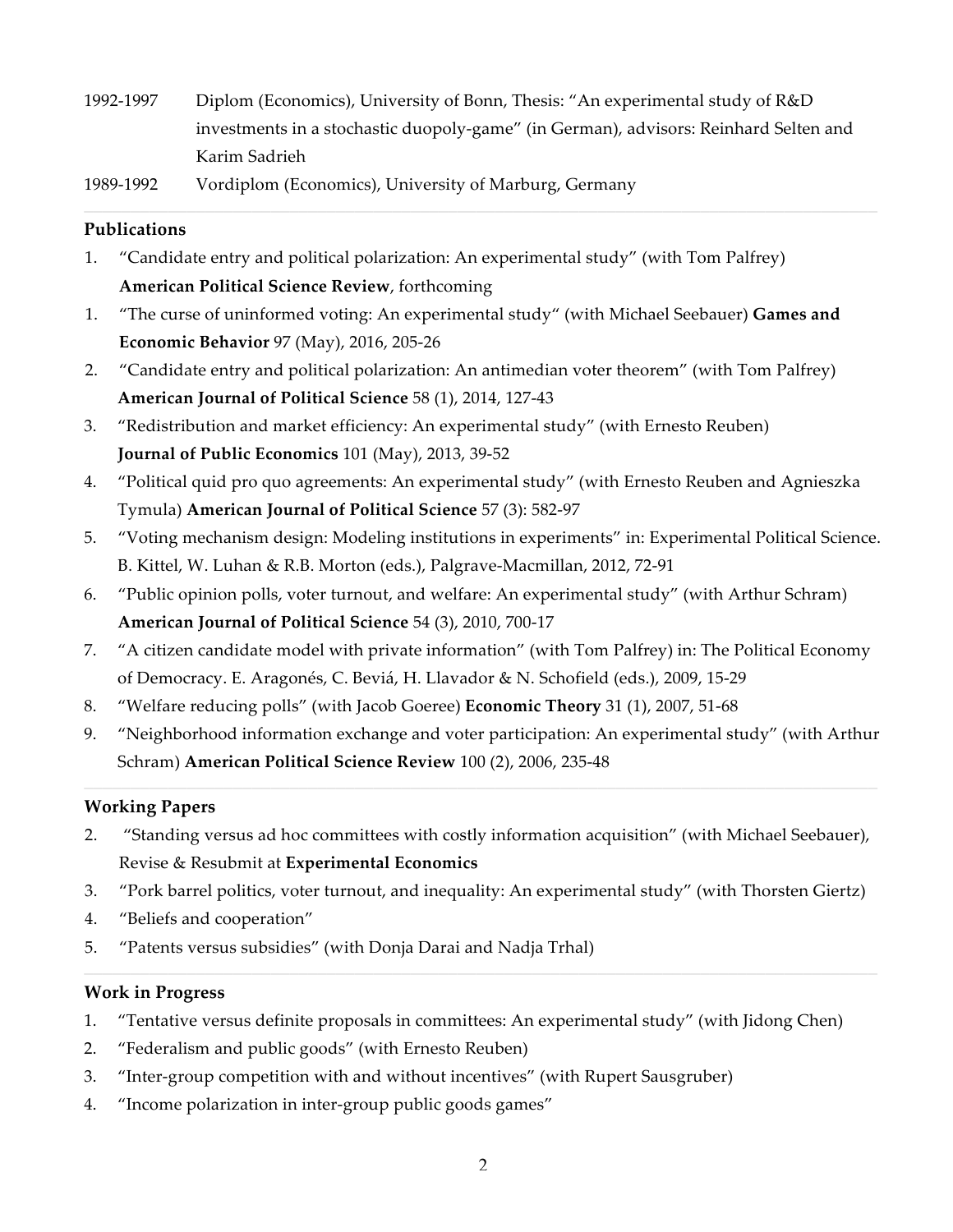1992-1997 Diplom (Economics), University of Bonn, Thesis: "An experimental study of R&D investments in a stochastic duopoly-game" (in German), advisors: Reinhard Selten and Karim Sadrieh

1989-1992 Vordiplom (Economics), University of Marburg, Germany

## Publications

1. "Candidate entry and political polarization: An experimental study" (with Tom Palfrey) **American Political Science Review**, forthcoming
1. "The curse of uninformed voting: An experimental study" (with Michael Seebauer) **Games and Economic Behavior** 97 (May), 2016, 205-26
2. "Candidate entry and political polarization: An antimedian voter theorem" (with Tom Palfrey) **American Journal of Political Science** 58 (1), 2014, 127-43
3. "Redistribution and market efficiency: An experimental study" (with Ernesto Reuben) **Journal of Public Economics** 101 (May), 2013, 39-52
4. "Political quid pro quo agreements: An experimental study" (with Ernesto Reuben and Agnieszka Tymula) **American Journal of Political Science** 57 (3): 582-97
5. "Voting mechanism design: Modeling institutions in experiments" in: Experimental Political Science. B. Kittel, W. Luhan & R.B. Morton (eds.), Palgrave-Macmillan, 2012, 72-91
6. "Public opinion polls, voter turnout, and welfare: An experimental study" (with Arthur Schram) **American Journal of Political Science** 54 (3), 2010, 700-17
7. "A citizen candidate model with private information" (with Tom Palfrey) in: The Political Economy of Democracy. E. Aragonés, C. Beviá, H. Llavador & N. Schofield (eds.), 2009, 15-29
8. "Welfare reducing polls" (with Jacob Goeree) **Economic Theory** 31 (1), 2007, 51-68
9. "Neighborhood information exchange and voter participation: An experimental study" (with Arthur Schram) **American Political Science Review** 100 (2), 2006, 235-48

## Working Papers

2. "Standing versus ad hoc committees with costly information acquisition" (with Michael Seebauer), Revise & Resubmit at **Experimental Economics**
3. "Pork barrel politics, voter turnout, and inequality: An experimental study" (with Thorsten Giertz)
4. "Beliefs and cooperation"
5. "Patents versus subsidies" (with Donja Darai and Nadja Trhal)

## Work in Progress

1. "Tentative versus definite proposals in committees: An experimental study" (with Jidong Chen)
2. "Federalism and public goods" (with Ernesto Reuben)
3. "Inter-group competition with and without incentives" (with Rupert Sausgruber)
4. "Income polarization in inter-group public goods games"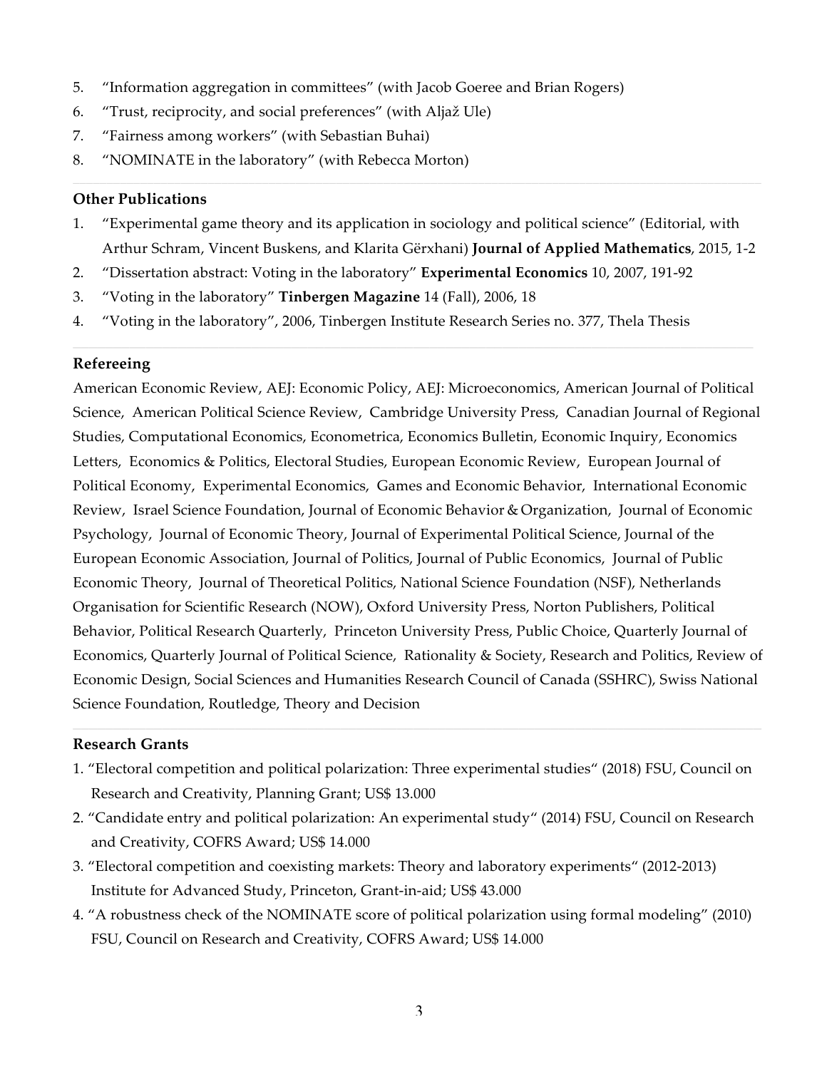5. "Information aggregation in committees" (with Jacob Goeree and Brian Rogers)
6. "Trust, reciprocity, and social preferences" (with Aljaž Ule)
7. "Fairness among workers" (with Sebastian Buhai)
8. "NOMINATE in the laboratory" (with Rebecca Morton)

### Other Publications

1. "Experimental game theory and its application in sociology and political science" (Editorial, with Arthur Schram, Vincent Buskens, and Klarita Gërxhani) **Journal of Applied Mathematics**, 2015, 1-2
2. "Dissertation abstract: Voting in the laboratory" **Experimental Economics** 10, 2007, 191-92
3. "Voting in the laboratory" **Tinbergen Magazine** 14 (Fall), 2006, 18
4. "Voting in the laboratory", 2006, Tinbergen Institute Research Series no. 377, Thela Thesis

### Refereeing

American Economic Review, AEJ: Economic Policy, AEJ: Microeconomics, American Journal of Political Science, American Political Science Review, Cambridge University Press, Canadian Journal of Regional Studies, Computational Economics, Econometrica, Economics Bulletin, Economic Inquiry, Economics Letters, Economics & Politics, Electoral Studies, European Economic Review, European Journal of Political Economy, Experimental Economics, Games and Economic Behavior, International Economic Review, Israel Science Foundation, Journal of Economic Behavior & Organization, Journal of Economic Psychology, Journal of Economic Theory, Journal of Experimental Political Science, Journal of the European Economic Association, Journal of Politics, Journal of Public Economics, Journal of Public Economic Theory, Journal of Theoretical Politics, National Science Foundation (NSF), Netherlands Organisation for Scientific Research (NOW), Oxford University Press, Norton Publishers, Political Behavior, Political Research Quarterly, Princeton University Press, Public Choice, Quarterly Journal of Economics, Quarterly Journal of Political Science, Rationality & Society, Research and Politics, Review of Economic Design, Social Sciences and Humanities Research Council of Canada (SSHRC), Swiss National Science Foundation, Routledge, Theory and Decision

### Research Grants

1. "Electoral competition and political polarization: Three experimental studies" (2018) FSU, Council on Research and Creativity, Planning Grant; US$ 13.000
2. "Candidate entry and political polarization: An experimental study" (2014) FSU, Council on Research and Creativity, COFRS Award; US$ 14.000
3. "Electoral competition and coexisting markets: Theory and laboratory experiments" (2012-2013) Institute for Advanced Study, Princeton, Grant-in-aid; US$ 43.000
4. "A robustness check of the NOMINATE score of political polarization using formal modeling" (2010) FSU, Council on Research and Creativity, COFRS Award; US$ 14.000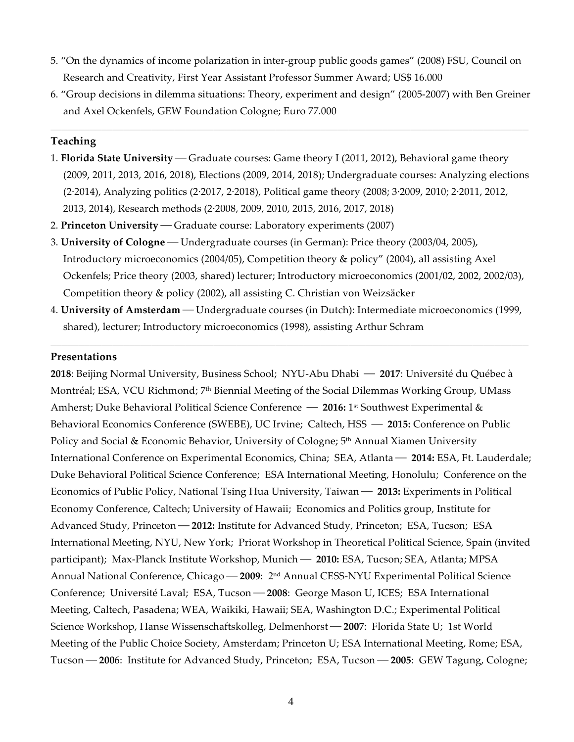5. "On the dynamics of income polarization in inter-group public goods games" (2008) FSU, Council on Research and Creativity, First Year Assistant Professor Summer Award; US$ 16.000
6. "Group decisions in dilemma situations: Theory, experiment and design" (2005-2007) with Ben Greiner and Axel Ockenfels, GEW Foundation Cologne; Euro 77.000

---

## Teaching

1. **Florida State University** — Graduate courses: Game theory I (2011, 2012), Behavioral game theory (2009, 2011, 2013, 2016, 2018), Elections (2009, 2014, 2018); Undergraduate courses: Analyzing elections (2·2014), Analyzing politics (2·2017, 2·2018), Political game theory (2008; 3·2009, 2010; 2·2011, 2012, 2013, 2014), Research methods (2·2008, 2009, 2010, 2015, 2016, 2017, 2018)
2. **Princeton University** — Graduate course: Laboratory experiments (2007)
3. **University of Cologne** — Undergraduate courses (in German): Price theory (2003/04, 2005), Introductory microeconomics (2004/05), Competition theory & policy" (2004), all assisting Axel Ockenfels; Price theory (2003, shared) lecturer; Introductory microeconomics (2001/02, 2002, 2002/03), Competition theory & policy (2002), all assisting C. Christian von Weizsäcker
4. **University of Amsterdam** — Undergraduate courses (in Dutch): Intermediate microeconomics (1999, shared), lecturer; Introductory microeconomics (1998), assisting Arthur Schram

---

## Presentations

**2018**: Beijing Normal University, Business School; NYU-Abu Dhabi — **2017**: Université du Québec à Montréal; ESA, VCU Richmond; 7th Biennial Meeting of the Social Dilemmas Working Group, UMass Amherst; Duke Behavioral Political Science Conference — **2016:** 1st Southwest Experimental & Behavioral Economics Conference (SWEBE), UC Irvine; Caltech, HSS — **2015:** Conference on Public Policy and Social & Economic Behavior, University of Cologne; 5th Annual Xiamen University International Conference on Experimental Economics, China; SEA, Atlanta — **2014:** ESA, Ft. Lauderdale; Duke Behavioral Political Science Conference; ESA International Meeting, Honolulu; Conference on the Economics of Public Policy, National Tsing Hua University, Taiwan — **2013:** Experiments in Political Economy Conference, Caltech; University of Hawaii; Economics and Politics group, Institute for Advanced Study, Princeton — **2012:** Institute for Advanced Study, Princeton; ESA, Tucson; ESA International Meeting, NYU, New York; Priorat Workshop in Theoretical Political Science, Spain (invited participant); Max-Planck Institute Workshop, Munich — **2010:** ESA, Tucson; SEA, Atlanta; MPSA Annual National Conference, Chicago — **2009**: 2nd Annual CESS-NYU Experimental Political Science Conference; Université Laval; ESA, Tucson — **2008**: George Mason U, ICES; ESA International Meeting, Caltech, Pasadena; WEA, Waikiki, Hawaii; SEA, Washington D.C.; Experimental Political Science Workshop, Hanse Wissenschaftskolleg, Delmenhorst — **2007**: Florida State U; 1st World Meeting of the Public Choice Society, Amsterdam; Princeton U; ESA International Meeting, Rome; ESA, Tucson — **2006**: Institute for Advanced Study, Princeton; ESA, Tucson — **2005**: GEW Tagung, Cologne;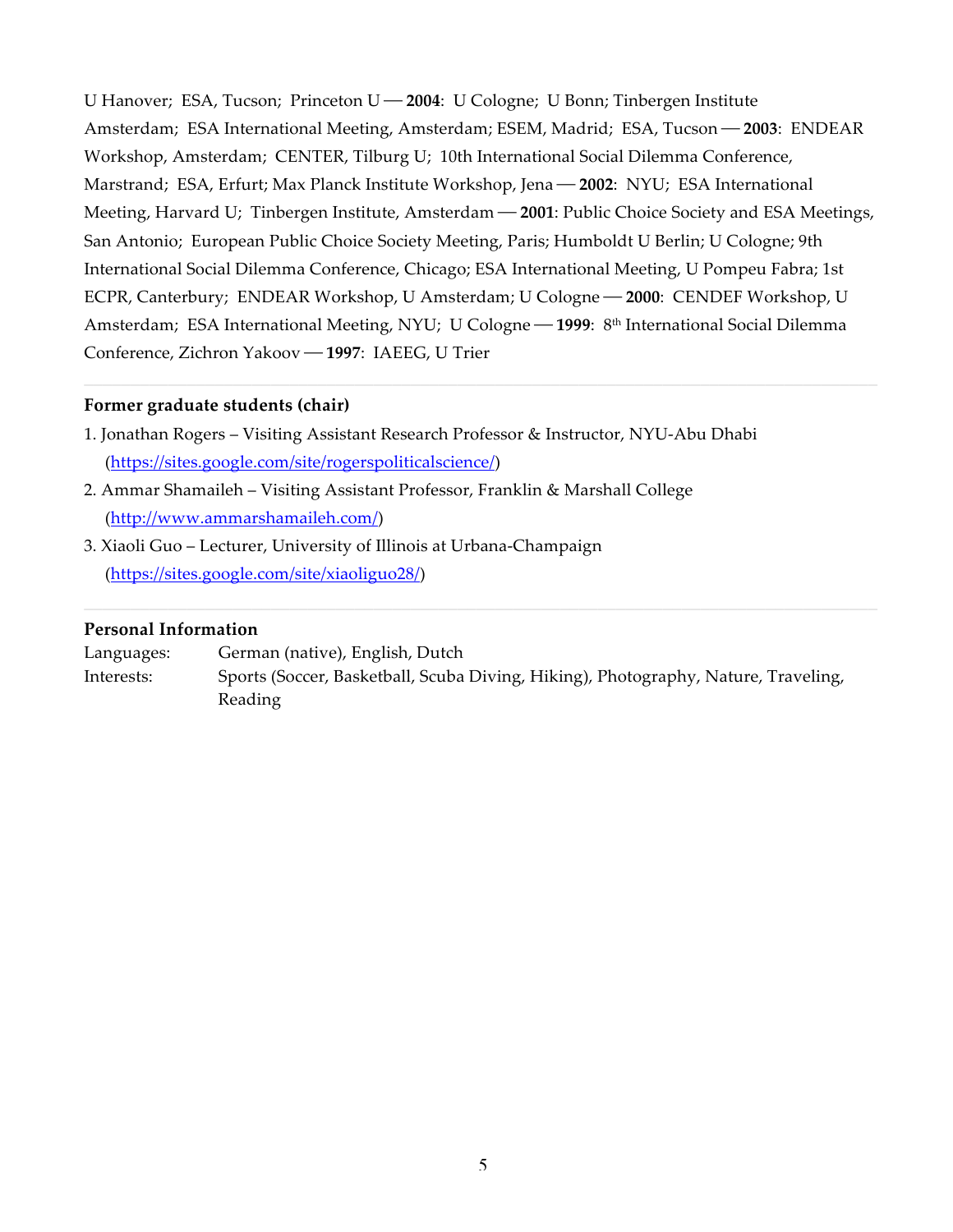U Hanover; ESA, Tucson; Princeton U — **2004**: U Cologne; U Bonn; Tinbergen Institute Amsterdam; ESA International Meeting, Amsterdam; ESEM, Madrid; ESA, Tucson — **2003**: ENDEAR Workshop, Amsterdam; CENTER, Tilburg U; 10th International Social Dilemma Conference, Marstrand; ESA, Erfurt; Max Planck Institute Workshop, Jena — **2002**: NYU; ESA International Meeting, Harvard U; Tinbergen Institute, Amsterdam — **2001**: Public Choice Society and ESA Meetings, San Antonio; European Public Choice Society Meeting, Paris; Humboldt U Berlin; U Cologne; 9th International Social Dilemma Conference, Chicago; ESA International Meeting, U Pompeu Fabra; 1st ECPR, Canterbury; ENDEAR Workshop, U Amsterdam; U Cologne — **2000**: CENDEF Workshop, U Amsterdam; ESA International Meeting, NYU; U Cologne — **1999**: 8th International Social Dilemma Conference, Zichron Yakoov — **1997**: IAEEG, U Trier

**Former graduate students (chair)**

1. Jonathan Rogers – Visiting Assistant Research Professor & Instructor, NYU-Abu Dhabi (https://sites.google.com/site/rogerspoliticalscience/)
2. Ammar Shamaileh – Visiting Assistant Professor, Franklin & Marshall College (http://www.ammarshamaileh.com/)
3. Xiaoli Guo – Lecturer, University of Illinois at Urbana-Champaign (https://sites.google.com/site/xiaoliguo28/)

**Personal Information**

Languages: German (native), English, Dutch

Interests: Sports (Soccer, Basketball, Scuba Diving, Hiking), Photography, Nature, Traveling, Reading